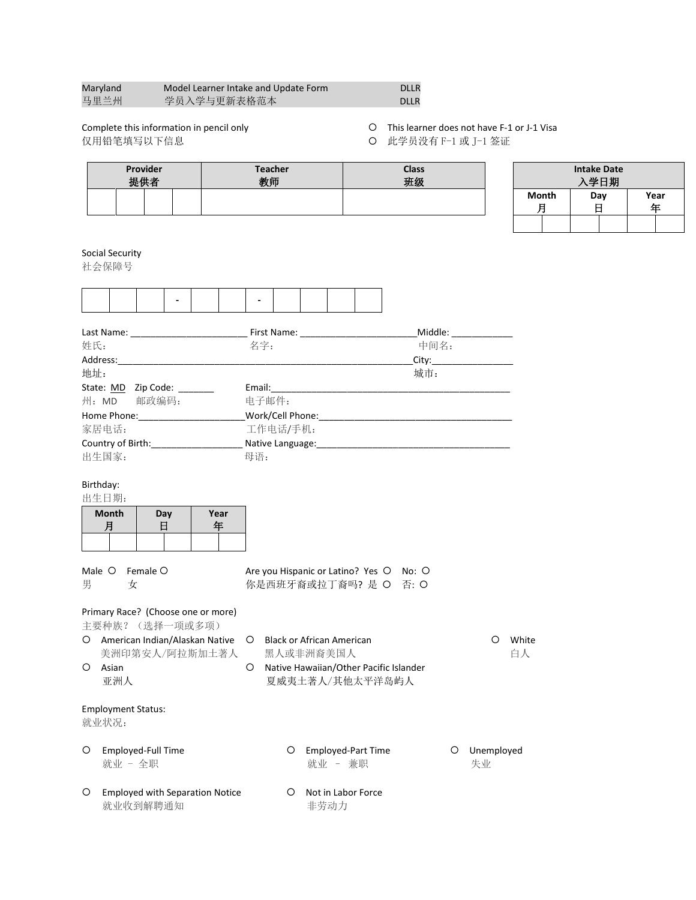| Maryland | Model Learner Intake and Update Form | DLLR |
|---|---|---|
| 马里兰州 | 学员入学与更新表格范本 | DLLR |

Complete this information in pencil only
仅用铅笔填写以下信息

○ This learner does not have F-1 or J-1 Visa
○ 此学员没有 F-1 或 J-1 签证

| Provider 提供者 | | | | Teacher 教师 | Class 班级 |
|---|---|---|---|---|---|
| | | | | | |

| Intake Date 入学日期 | | | | | |
|---|---|---|---|---|---|
| Month 月 | | Day 日 | | Year 年 | |
| | | | | | |

Social Security
社会保障号

| | | | - | | | - | | | | |
|---|---|---|---|---|---|---|---|---|---|---|

Last Name: ______________________ First Name: ______________________Middle: ___________
姓氏： 名字： 中间名：

Address:_______________________________________________________City:_______________
地址： 城市：

State: MD Zip Code: _______ Email:_______________________________________________
州：MD 邮政编码： 电子邮件：

Home Phone:____________________Work/Cell Phone:_____________________________________
家居电话： 工作电话/手机：

Country of Birth:_________________ Native Language:_____________________________________
出生国家： 母语：

Birthday:
出生日期：

| Month 月 | | Day 日 | | Year 年 | |
|---|---|---|---|---|---|
| | | | | | |

Male ○ Female ○
男 女

Are you Hispanic or Latino? Yes ○ No: ○
你是西班牙裔或拉丁裔吗？是 ○ 否：○

Primary Race? (Choose one or more)
主要种族？（选择一项或多项）

- ○ American Indian/Alaskan Native 美洲印第安人/阿拉斯加土著人
- ○ Black or African American 黑人或非洲裔美国人
- ○ White 白人
- ○ Asian 亚洲人
- ○ Native Hawaiian/Other Pacific Islander 夏威夷土著人/其他太平洋岛屿人

Employment Status:
就业状况：

- ○ Employed-Full Time 就业 – 全职
- ○ Employed-Part Time 就业 – 兼职
- ○ Unemployed 失业
- ○ Employed with Separation Notice 就业收到解聘通知
- ○ Not in Labor Force 非劳动力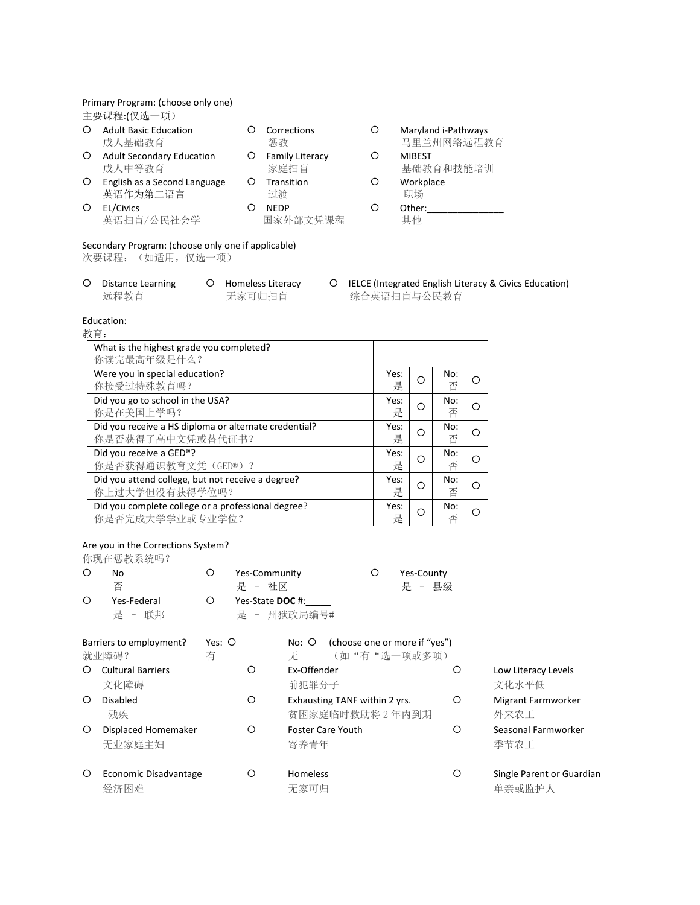Primary Program: (choose only one)
主要课程:(仅选一项)

- ○ Adult Basic Education 成人基础教育
- ○ Adult Secondary Education 成人中等教育
- ○ English as a Second Language 英语作为第二语言
- ○ EL/Civics 英语扫盲/公民社会学
- ○ Corrections 惩教
- ○ Family Literacy 家庭扫盲
- ○ Transition 过渡
- ○ NEDP 国家外部文凭课程
- ○ Maryland i-Pathways 马里兰州网络远程教育
- ○ MIBEST 基础教育和技能培训
- ○ Workplace 职场
- ○ Other:_______________ 其他

Secondary Program: (choose only one if applicable)
次要课程：（如适用，仅选一项）

- ○ Distance Learning 远程教育
- ○ Homeless Literacy 无家可归扫盲
- ○ IELCE (Integrated English Literacy & Civics Education) 综合英语扫盲与公民教育

Education:
教育：

| | | | | |
|---|---|---|---|---|
| What is the highest grade you completed?<br>你读完最高年级是什么？ | | | | |
| Were you in special education?<br>你接受过特殊教育吗？ | Yes:<br>是 | ○ | No:<br>否 | ○ |
| Did you go to school in the USA?<br>你是在美国上学吗？ | Yes:<br>是 | ○ | No:<br>否 | ○ |
| Did you receive a HS diploma or alternate credential?<br>你是否获得了高中文凭或替代证书？ | Yes:<br>是 | ○ | No:<br>否 | ○ |
| Did you receive a GED®?<br>你是否获得通识教育文凭（GED®）？ | Yes:<br>是 | ○ | No:<br>否 | ○ |
| Did you attend college, but not receive a degree?<br>你上过大学但没有获得学位吗？ | Yes:<br>是 | ○ | No:<br>否 | ○ |
| Did you complete college or a professional degree?<br>你是否完成大学学业或专业学位？ | Yes:<br>是 | ○ | No:<br>否 | ○ |

Are you in the Corrections System?
你现在惩教系统吗？

- ○ No 否
- ○ Yes-Community 是 – 社区
- ○ Yes-County 是 – 县级
- ○ Yes-Federal 是 – 联邦
- ○ Yes-State **DOC** #:_____ 是 – 州狱政局编号#

Barriers to employment? 就业障碍？ Yes: ○ 有 No: ○ 无 (choose one or more if "yes") （如"有"选一项或多项）

- ○ Cultural Barriers 文化障碍
- ○ Disabled 残疾
- ○ Displaced Homemaker 无业家庭主妇
- ○ Economic Disadvantage 经济困难
- ○ Ex-Offender 前犯罪分子
- ○ Exhausting TANF within 2 yrs. 贫困家庭临时救助将 2 年内到期
- ○ Foster Care Youth 寄养青年
- ○ Homeless 无家可归
- ○ Low Literacy Levels 文化水平低
- ○ Migrant Farmworker 外来农工
- ○ Seasonal Farmworker 季节农工
- ○ Single Parent or Guardian 单亲或监护人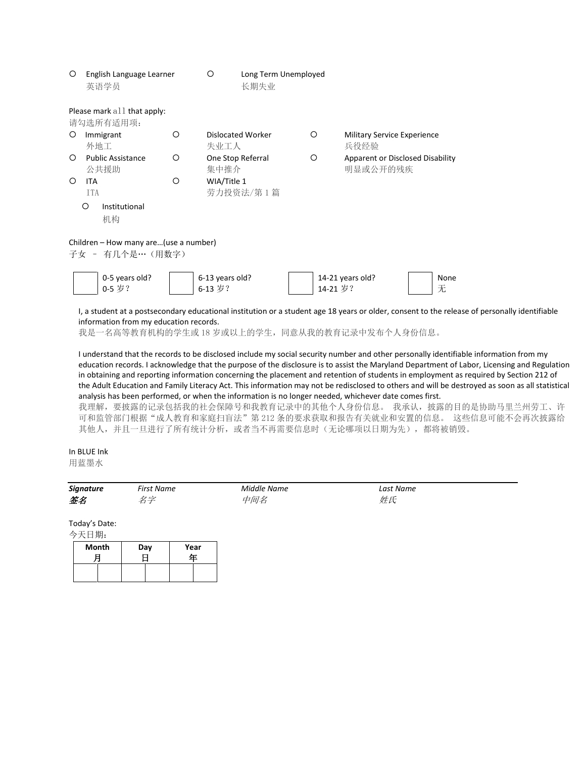○ English Language Learner
英语学员

○ Long Term Unemployed
长期失业

Please mark all that apply:
请勾选所有适用项：

○ Immigrant
外地工

○ Dislocated Worker
失业工人

○ Military Service Experience
兵役经验

○ Public Assistance
公共援助

○ One Stop Referral
集中推介

○ Apparent or Disclosed Disability
明显或公开的残疾

○ ITA
ITA

○ WIA/Title 1
劳力投资法/第 1 篇

○ Institutional
机构

Children – How many are…(use a number)
子女 – 有几个是…（用数字）

| | | | | | | | |
|---|---|---|---|---|---|---|---|
| | 0-5 years old?<br>0-5 岁？ | | 6-13 years old?<br>6-13 岁？ | | 14-21 years old?<br>14-21 岁？ | | None<br>无 |

I, a student at a postsecondary educational institution or a student age 18 years or older, consent to the release of personally identifiable information from my education records.
我是一名高等教育机构的学生或 18 岁或以上的学生，同意从我的教育记录中发布个人身份信息。

I understand that the records to be disclosed include my social security number and other personally identifiable information from my education records. I acknowledge that the purpose of the disclosure is to assist the Maryland Department of Labor, Licensing and Regulation in obtaining and reporting information concerning the placement and retention of students in employment as required by Section 212 of the Adult Education and Family Literacy Act. This information may not be redisclosed to others and will be destroyed as soon as all statistical analysis has been performed, or when the information is no longer needed, whichever date comes first.
我理解，要披露的记录包括我的社会保障号和我教育记录中的其他个人身份信息。 我承认，披露的目的是协助马里兰州劳工、许可和监管部门根据“成人教育和家庭扫盲法”第 212 条的要求获取和报告有关就业和安置的信息。 这些信息可能不会再次披露给其他人，并且一旦进行了所有统计分析，或者当不再需要信息时（无论哪项以日期为先），都将被销毁。

In BLUE Ink
用蓝墨水

***Signature*** *First Name* *Middle Name* *Last Name*
***签名*** *名字* *中间名* *姓氏*

Today's Date:
今天日期：

| Month<br>月 | | Day<br>日 | | Year<br>年 | |
|---|---|---|---|---|---|
| | | | | | |